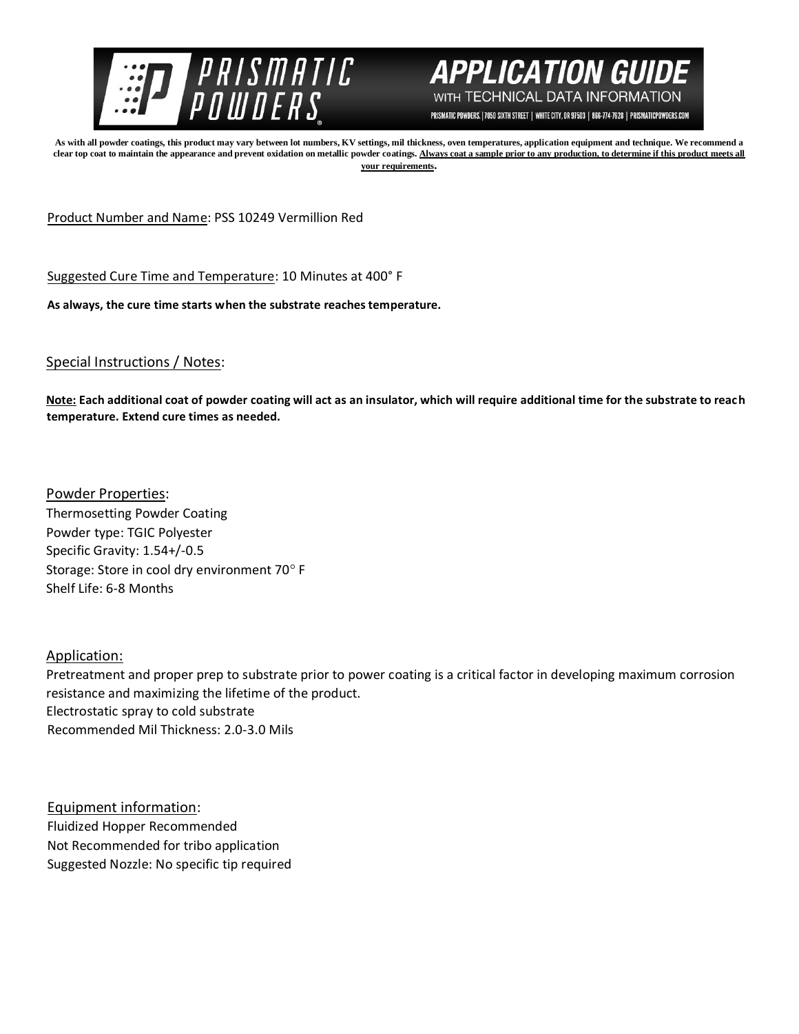# PRISMATIC POWDERS

## APPLICATION GUIDE
WITH TECHNICAL DATA INFORMATION

PRISMATIC POWDERS. | 7050 SIXTH STREET | WHITE CITY, OR 97503 | 866-774-7628 | PRISMATICPOWDERS.COM

**As with all powder coatings, this product may vary between lot numbers, KV settings, mil thickness, oven temperatures, application equipment and technique. We recommend a clear top coat to maintain the appearance and prevent oxidation on metallic powder coatings. Always coat a sample prior to any production, to determine if this product meets all your requirements.**

Product Number and Name: PSS 10249 Vermillion Red

Suggested Cure Time and Temperature: 10 Minutes at 400° F

**As always, the cure time starts when the substrate reaches temperature.**

Special Instructions / Notes:

**Note: Each additional coat of powder coating will act as an insulator, which will require additional time for the substrate to reach temperature. Extend cure times as needed.**

Powder Properties:
Thermosetting Powder Coating
Powder type: TGIC Polyester
Specific Gravity: 1.54+/-0.5
Storage: Store in cool dry environment 70° F
Shelf Life: 6-8 Months

Application:
Pretreatment and proper prep to substrate prior to power coating is a critical factor in developing maximum corrosion resistance and maximizing the lifetime of the product.
Electrostatic spray to cold substrate
Recommended Mil Thickness: 2.0-3.0 Mils

Equipment information:
Fluidized Hopper Recommended
Not Recommended for tribo application
Suggested Nozzle: No specific tip required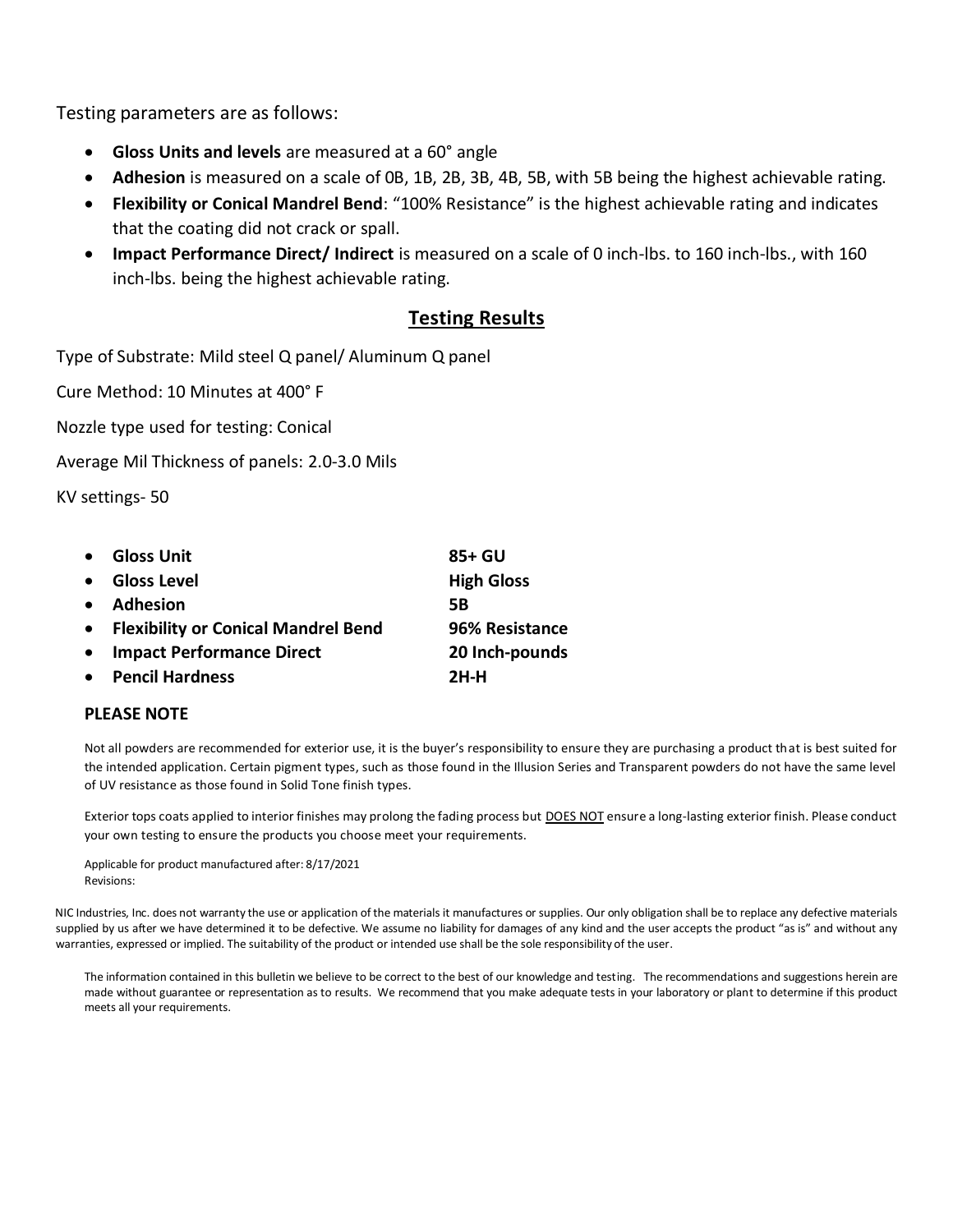Testing parameters are as follows:

- **Gloss Units and levels** are measured at a 60° angle
- **Adhesion** is measured on a scale of 0B, 1B, 2B, 3B, 4B, 5B, with 5B being the highest achievable rating.
- **Flexibility or Conical Mandrel Bend**: “100% Resistance” is the highest achievable rating and indicates that the coating did not crack or spall.
- **Impact Performance Direct/ Indirect** is measured on a scale of 0 inch-lbs. to 160 inch-lbs., with 160 inch-lbs. being the highest achievable rating.

## Testing Results

Type of Substrate: Mild steel Q panel/ Aluminum Q panel

Cure Method: 10 Minutes at 400° F

Nozzle type used for testing: Conical

Average Mil Thickness of panels: 2.0-3.0 Mils

KV settings- 50

- **Gloss Unit** — **85+ GU**
- **Gloss Level** — **High Gloss**
- **Adhesion** — **5B**
- **Flexibility or Conical Mandrel Bend** — **96% Resistance**
- **Impact Performance Direct** — **20 Inch-pounds**
- **Pencil Hardness** — **2H-H**

**PLEASE NOTE**

Not all powders are recommended for exterior use, it is the buyer’s responsibility to ensure they are purchasing a product that is best suited for the intended application. Certain pigment types, such as those found in the Illusion Series and Transparent powders do not have the same level of UV resistance as those found in Solid Tone finish types.

Exterior tops coats applied to interior finishes may prolong the fading process but DOES NOT ensure a long-lasting exterior finish. Please conduct your own testing to ensure the products you choose meet your requirements.

Applicable for product manufactured after: 8/17/2021
Revisions:

NIC Industries, Inc. does not warranty the use or application of the materials it manufactures or supplies. Our only obligation shall be to replace any defective materials supplied by us after we have determined it to be defective. We assume no liability for damages of any kind and the user accepts the product “as is” and without any warranties, expressed or implied. The suitability of the product or intended use shall be the sole responsibility of the user.

The information contained in this bulletin we believe to be correct to the best of our knowledge and testing. The recommendations and suggestions herein are made without guarantee or representation as to results. We recommend that you make adequate tests in your laboratory or plant to determine if this product meets all your requirements.